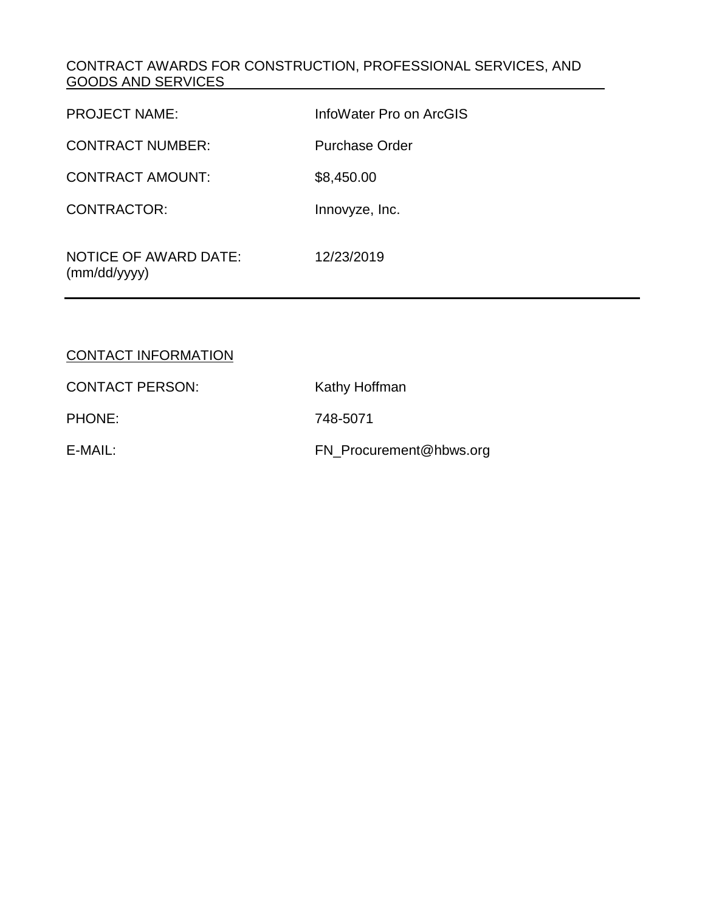## CONTRACT AWARDS FOR CONSTRUCTION, PROFESSIONAL SERVICES, AND GOODS AND SERVICES

| | |
|---|---|
| PROJECT NAME: | InfoWater Pro on ArcGIS |
| CONTRACT NUMBER: | Purchase Order |
| CONTRACT AMOUNT: | $8,450.00 |
| CONTRACTOR: | Innovyze, Inc. |
| NOTICE OF AWARD DATE: (mm/dd/yyyy) | 12/23/2019 |

## CONTACT INFORMATION

| | |
|---|---|
| CONTACT PERSON: | Kathy Hoffman |
| PHONE: | 748-5071 |
| E-MAIL: | FN_Procurement@hbws.org |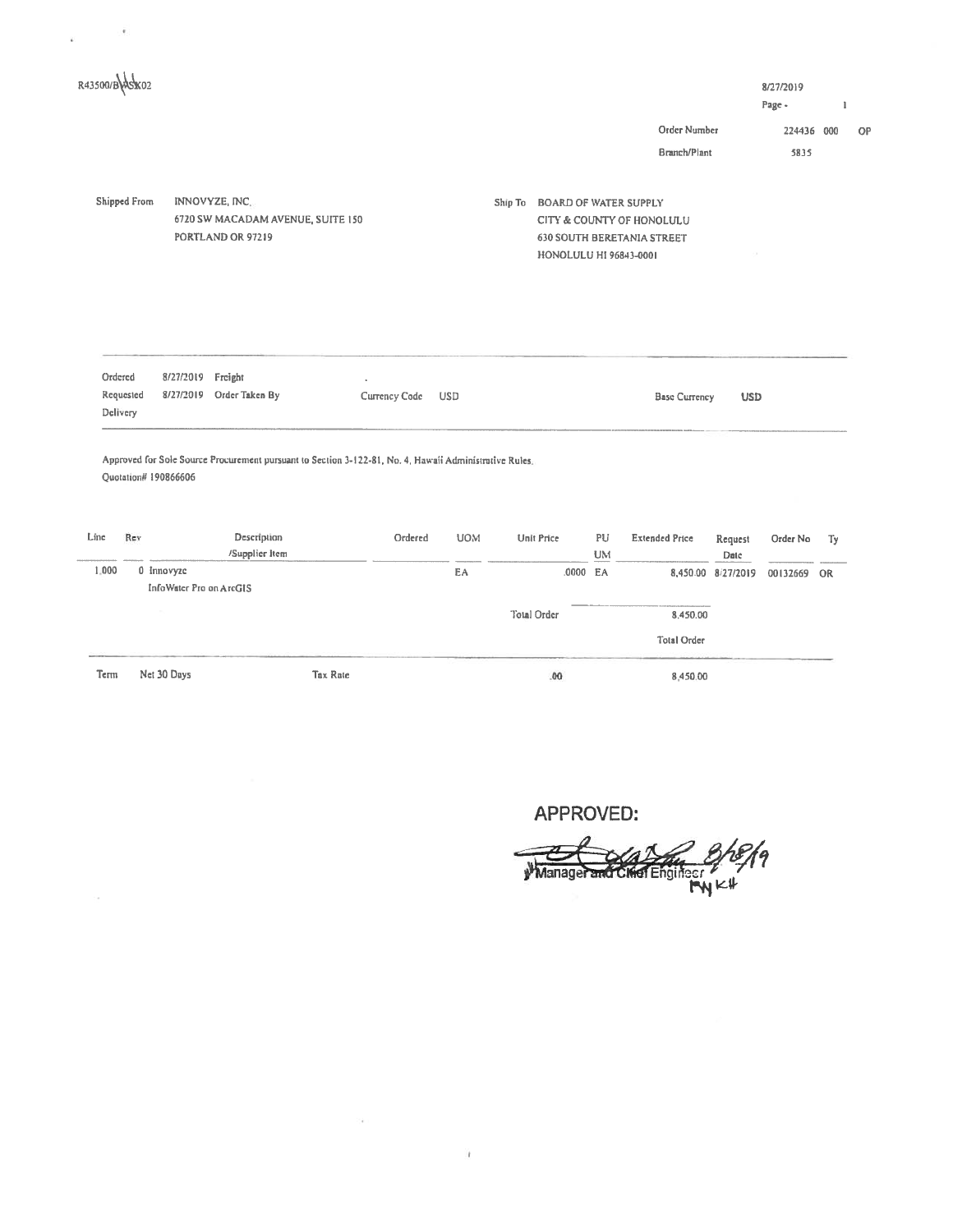R43500/BASK02

8/27/2019

Page - 1

Order Number 224436 000 OP

Branch/Plant 5835

Shipped From INNOVYZE, INC.
6720 SW MACADAM AVENUE, SUITE 150
PORTLAND OR 97219

Ship To BOARD OF WATER SUPPLY
CITY & COUNTY OF HONOLULU
630 SOUTH BERETANIA STREET
HONOLULU HI 96843-0001

| | | | | | |
|---|---|---|---|---|---|
| Ordered | 8/27/2019 | Freight | | | |
| Requested | 8/27/2019 | Order Taken By | Currency Code USD | Base Currency | USD |
| Delivery | | | | | |

Approved for Sole Source Procurement pursuant to Section 3-122-81, No. 4, Hawaii Administrative Rules.
Quotation# 190866606

| Line | Rev | Description /Supplier Item | Ordered | UOM | Unit Price | PU UM | Extended Price | Request Date | Order No | Ty |
|---|---|---|---|---|---|---|---|---|---|---|
| 1.000 | 0 | Innovyze InfoWater Pro on ArcGIS | | EA | .0000 | EA | 8,450.00 | 8/27/2019 | 00132669 | OR |
| | | | | | Total Order | | 8,450.00 | | | |
| | | | | | | | Total Order | | | |

Term Net 30 Days Tax Rate .00 8,450.00

**APPROVED:**

[signature] 8/28/19
Manager and Chief Engineer
RN KH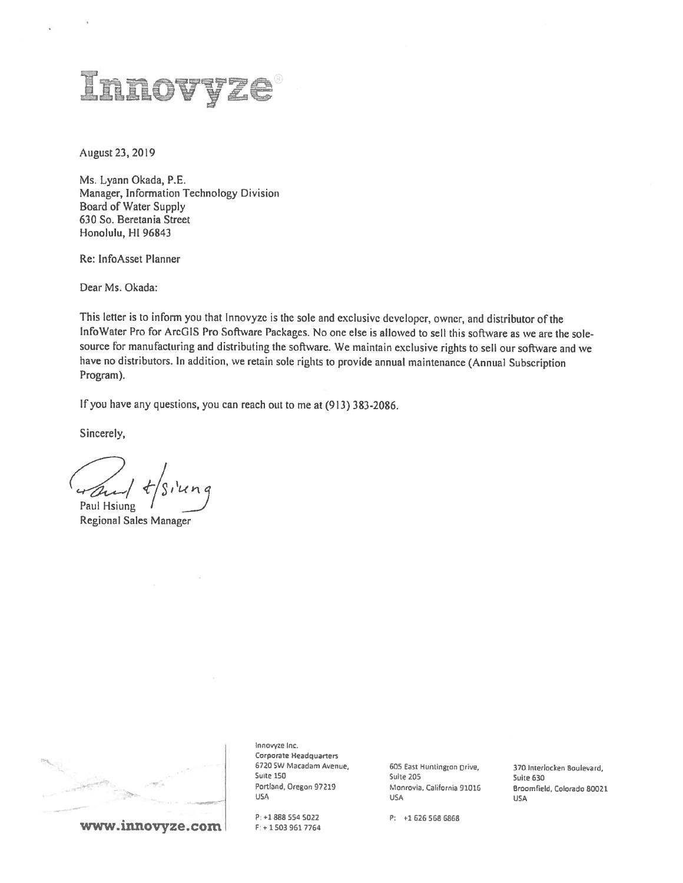# Innovyze®

August 23, 2019

Ms. Lyann Okada, P.E.
Manager, Information Technology Division
Board of Water Supply
630 So. Beretania Street
Honolulu, HI 96843

Re: InfoAsset Planner

Dear Ms. Okada:

This letter is to inform you that Innovyze is the sole and exclusive developer, owner, and distributor of the InfoWater Pro for ArcGIS Pro Software Packages. No one else is allowed to sell this software as we are the sole-source for manufacturing and distributing the software. We maintain exclusive rights to sell our software and we have no distributors. In addition, we retain sole rights to provide annual maintenance (Annual Subscription Program).

If you have any questions, you can reach out to me at (913) 383-2086.

Sincerely,

Paul Hsiung
Regional Sales Manager

---

www.innovyze.com

Innovyze Inc.
Corporate Headquarters
6720 SW Macadam Avenue,
Suite 150
Portland, Oregon 97219
USA

P: +1 888 554 5022
F: + 1 503 961 7764

605 East Huntington Drive,
Suite 205
Monrovia, California 91016
USA

P: +1 626 568 6868

370 Interlocken Boulevard,
Suite 630
Broomfield, Colorado 80021
USA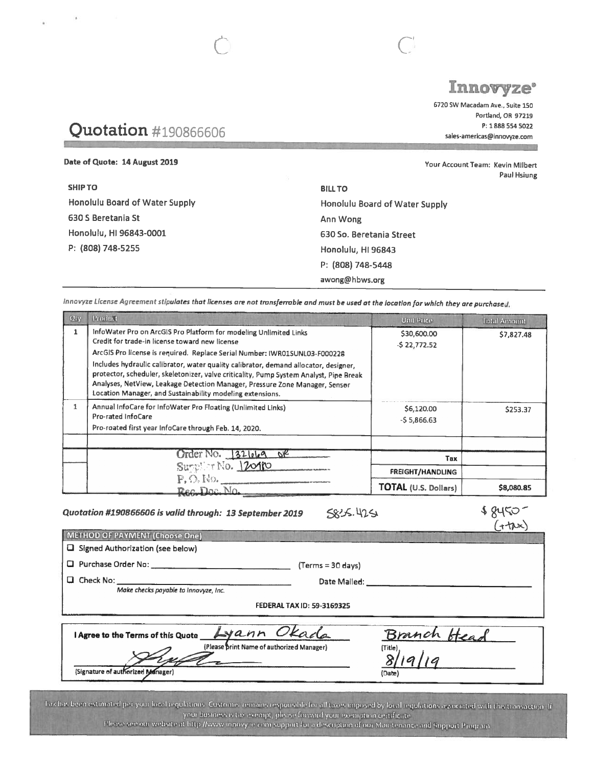# Innovyze®

6720 SW Macadam Ave., Suite 150
Portland, OR 97219
P: 1 888 554 5022
sales-americas@innovyze.com

## Quotation #190866606

**Date of Quote: 14 August 2019**

Your Account Team: Kevin Milbert
Paul Hsiung

**SHIP TO**
Honolulu Board of Water Supply
630 S Beretania St
Honolulu, HI 96843-0001
P: (808) 748-5255

**BILL TO**
Honolulu Board of Water Supply
Ann Wong
630 So. Beretania Street
Honolulu, HI 96843
P: (808) 748-5448
awong@hbws.org

*Innovyze License Agreement stipulates that licenses are not transferrable and must be used at the location for which they are purchased.*

| Qty | Product | Unit Price | Total Amount |
|---|---|---|---|
| 1 | InfoWater Pro on ArcGIS Pro Platform for modeling Unlimited Links<br>Credit for trade-in license toward new license<br>ArcGIS Pro license is required. Replace Serial Number: IWR01SUNL03-F000228<br>Includes hydraulic calibrator, water quality calibrator, demand allocator, designer, protector, scheduler, skeletonizer, valve criticality, Pump System Analyst, Pipe Break Analyses, NetView, Leakage Detection Manager, Pressure Zone Manager, Sensor Location Manager, and Sustainability modeling extensions. | $30,600.00<br>-$ 22,772.52 | $7,827.48 |
| 1 | Annual InfoCare for InfoWater Pro Floating (Unlimited Links)<br>Pro-rated InfoCare<br>Pro-roated first year InfoCare through Feb. 14, 2020. | $6,120.00<br>-$ 5,866.63 | $253.37 |
| | | | |
| | Order No. 132669 OK<br>Supplier No. 120110<br>P. O. No. ______<br>Rec. Doc. No. ______ | Tax | |
| | | FREIGHT/HANDLING | |
| | | **TOTAL** (U.S. Dollars) | **$8,080.85** |

***Quotation #190866606 is valid through: 13 September 2019*** 5835.42 $8450- (+tax)

**METHOD OF PAYMENT (Choose One)**

☐ Signed Authorization (see below)

☐ Purchase Order No: ______________________ (Terms = 30 days)

☐ Check No: ______________________ Date Mailed: ______________________
*Make checks payable to Innovyze, Inc.*

**FEDERAL TAX ID: 59-3169325**

**I Agree to the Terms of this Quote** Lyann Okada
(Please print Name of authorized Manager)

[Signature]
(Signature of authorized Manager)

Branch Head
(Title)

8/19/19
(Date)

Tax has been estimated per your local regulations. Customer remains responsible for all taxes imposed by local regulations associated with this transaction. If your business is tax exempt, please forward your exemption certificate.
Please see our website at http://www.innovyze.com/support for a description of our Maintenance and Support Program.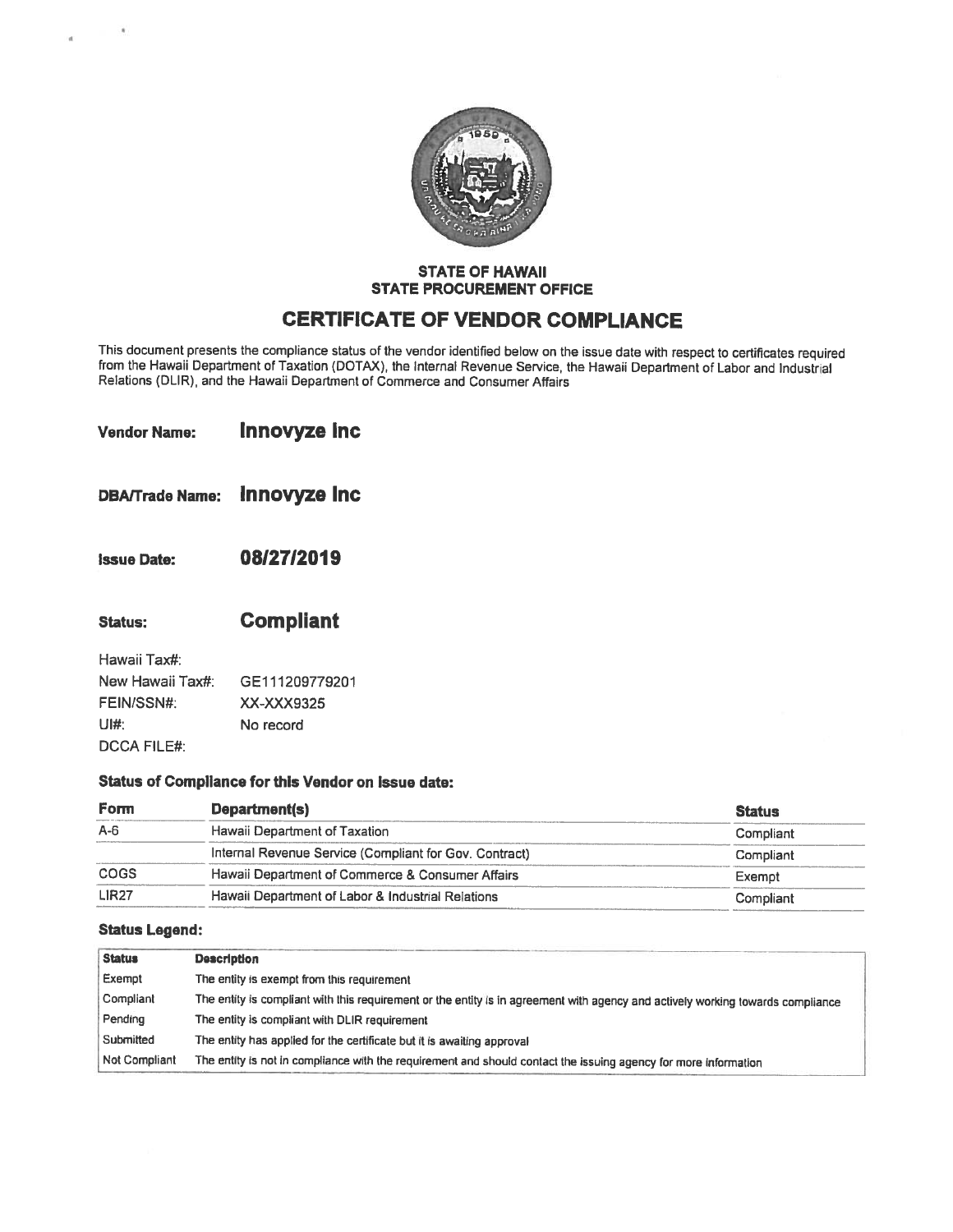**STATE OF HAWAII**
**STATE PROCUREMENT OFFICE**

# CERTIFICATE OF VENDOR COMPLIANCE

This document presents the compliance status of the vendor identified below on the issue date with respect to certificates required from the Hawaii Department of Taxation (DOTAX), the Internal Revenue Service, the Hawaii Department of Labor and Industrial Relations (DLIR), and the Hawaii Department of Commerce and Consumer Affairs

**Vendor Name:** **Innovyze Inc**

**DBA/Trade Name:** **Innovyze Inc**

**Issue Date:** **08/27/2019**

**Status:** **Compliant**

Hawaii Tax#:
New Hawaii Tax#: GE111209779201
FEIN/SSN#: XX-XXX9325
UI#: No record
DCCA FILE#:

### Status of Compliance for this Vendor on Issue date:

| Form | Department(s) | Status |
|---|---|---|
| A-6 | Hawaii Department of Taxation | Compliant |
| | Internal Revenue Service (Compliant for Gov. Contract) | Compliant |
| COGS | Hawaii Department of Commerce & Consumer Affairs | Exempt |
| LIR27 | Hawaii Department of Labor & Industrial Relations | Compliant |

### Status Legend:

| Status | Description |
|---|---|
| Exempt | The entity is exempt from this requirement |
| Compliant | The entity is compliant with this requirement or the entity is in agreement with agency and actively working towards compliance |
| Pending | The entity is compliant with DLIR requirement |
| Submitted | The entity has applied for the certificate but it is awaiting approval |
| Not Compliant | The entity is not in compliance with the requirement and should contact the issuing agency for more information |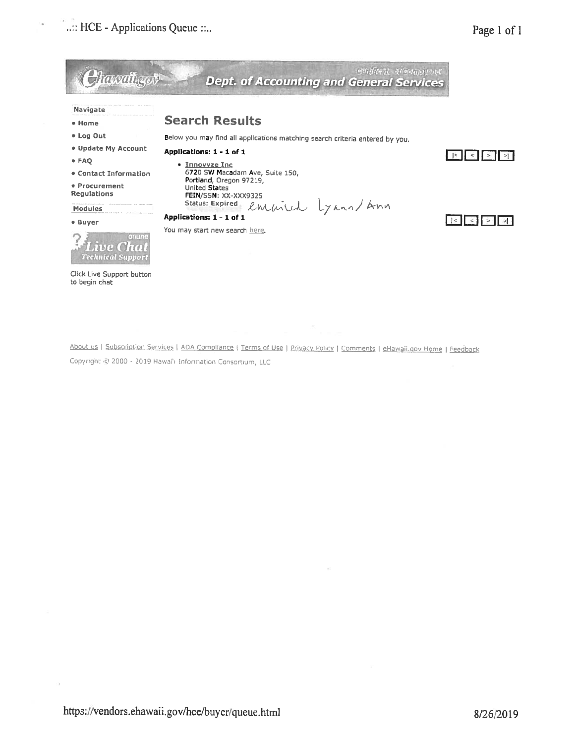Dept. of Accounting and General Services

Navigate

- Home
- Log Out
- Update My Account
- FAQ
- Contact Information
- Procurement Regulations

Modules

- Buyer

Live Chat Technical Support

Click Live Support button to begin chat

## Search Results

Below you may find all applications matching search criteria entered by you.

**Applications: 1 - 1 of 1**

- Innovyze Inc
  6720 SW Macadam Ave, Suite 150,
  Portland, Oregon 97219,
  United States
  **FEIN/SSN:** XX-XXX9325
  Status: Expired emailed Lyann/Ann

**Applications: 1 - 1 of 1**

You may start new search here.

About us | Subscription Services | ADA Compliance | Terms of Use | Privacy Policy | Comments | eHawaii.gov Home | Feedback

Copyright © 2000 - 2019 Hawai'i Information Consortium, LLC

https://vendors.ehawaii.gov/hce/buyer/queue.html 8/26/2019